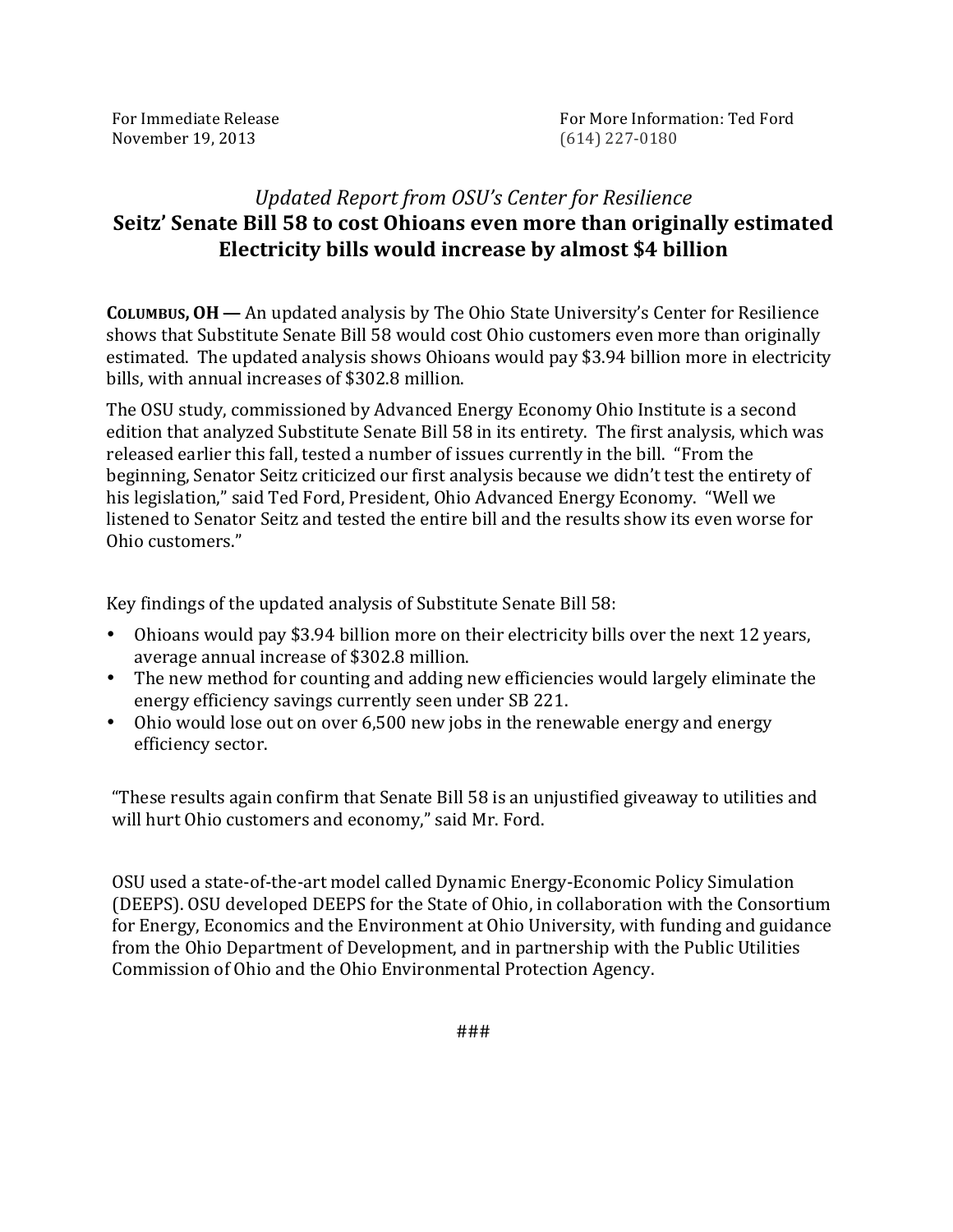For Immediate Release
November 19, 2013

For More Information: Ted Ford
(614) 227-0180

## *Updated Report from OSU's Center for Resilience*
## **Seitz' Senate Bill 58 to cost Ohioans even more than originally estimated**
## **Electricity bills would increase by almost $4 billion**

**COLUMBUS, OH —** An updated analysis by The Ohio State University's Center for Resilience shows that Substitute Senate Bill 58 would cost Ohio customers even more than originally estimated. The updated analysis shows Ohioans would pay $3.94 billion more in electricity bills, with annual increases of $302.8 million.

The OSU study, commissioned by Advanced Energy Economy Ohio Institute is a second edition that analyzed Substitute Senate Bill 58 in its entirety. The first analysis, which was released earlier this fall, tested a number of issues currently in the bill. "From the beginning, Senator Seitz criticized our first analysis because we didn't test the entirety of his legislation," said Ted Ford, President, Ohio Advanced Energy Economy. "Well we listened to Senator Seitz and tested the entire bill and the results show its even worse for Ohio customers."

Key findings of the updated analysis of Substitute Senate Bill 58:

- Ohioans would pay $3.94 billion more on their electricity bills over the next 12 years, average annual increase of $302.8 million.
- The new method for counting and adding new efficiencies would largely eliminate the energy efficiency savings currently seen under SB 221.
- Ohio would lose out on over 6,500 new jobs in the renewable energy and energy efficiency sector.

"These results again confirm that Senate Bill 58 is an unjustified giveaway to utilities and will hurt Ohio customers and economy," said Mr. Ford.

OSU used a state-of-the-art model called Dynamic Energy-Economic Policy Simulation (DEEPS). OSU developed DEEPS for the State of Ohio, in collaboration with the Consortium for Energy, Economics and the Environment at Ohio University, with funding and guidance from the Ohio Department of Development, and in partnership with the Public Utilities Commission of Ohio and the Ohio Environmental Protection Agency.

###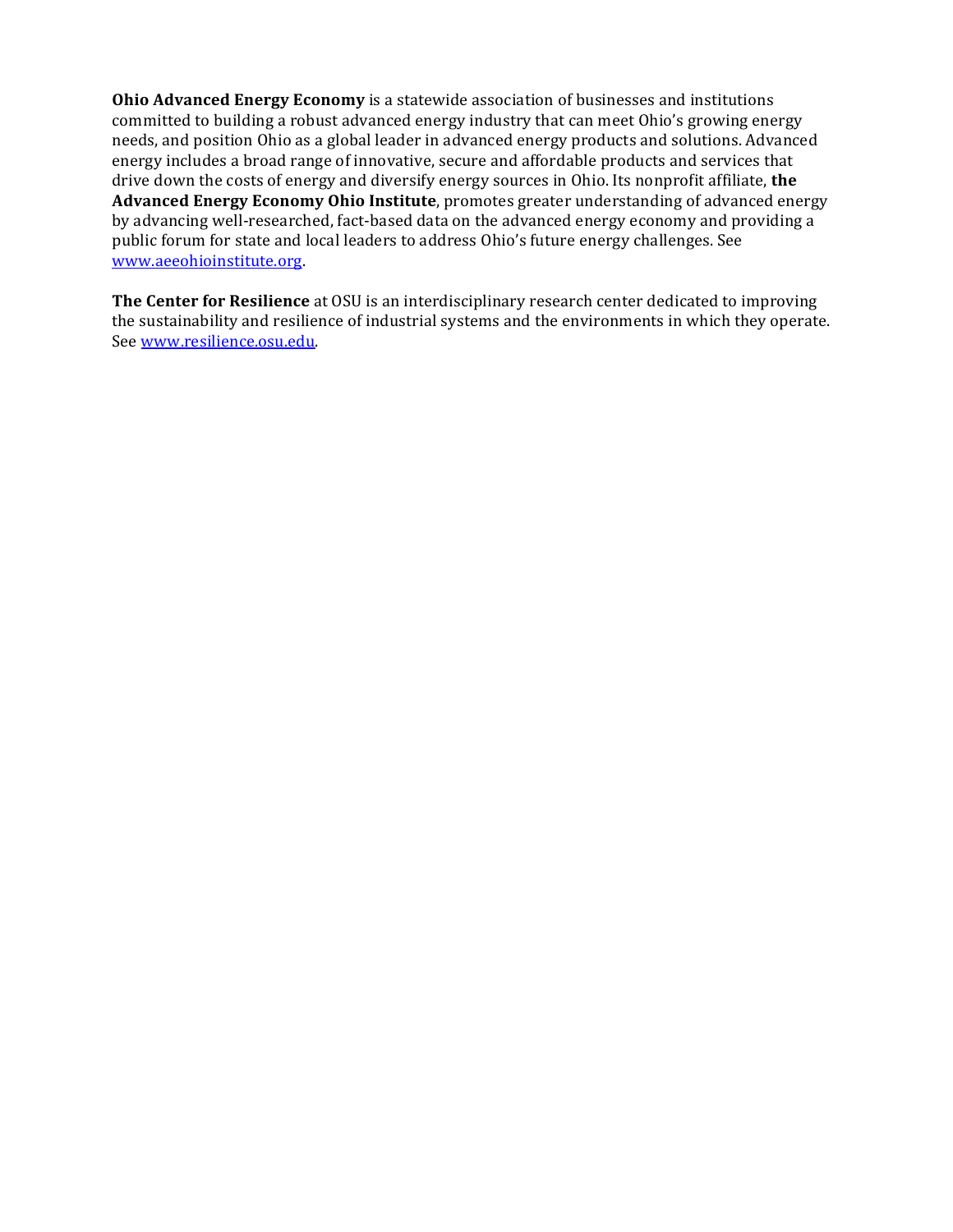**Ohio Advanced Energy Economy** is a statewide association of businesses and institutions committed to building a robust advanced energy industry that can meet Ohio's growing energy needs, and position Ohio as a global leader in advanced energy products and solutions. Advanced energy includes a broad range of innovative, secure and affordable products and services that drive down the costs of energy and diversify energy sources in Ohio. Its nonprofit affiliate, **the Advanced Energy Economy Ohio Institute**, promotes greater understanding of advanced energy by advancing well-researched, fact-based data on the advanced energy economy and providing a public forum for state and local leaders to address Ohio's future energy challenges. See www.aeeohioinstitute.org.

**The Center for Resilience** at OSU is an interdisciplinary research center dedicated to improving the sustainability and resilience of industrial systems and the environments in which they operate. See www.resilience.osu.edu.